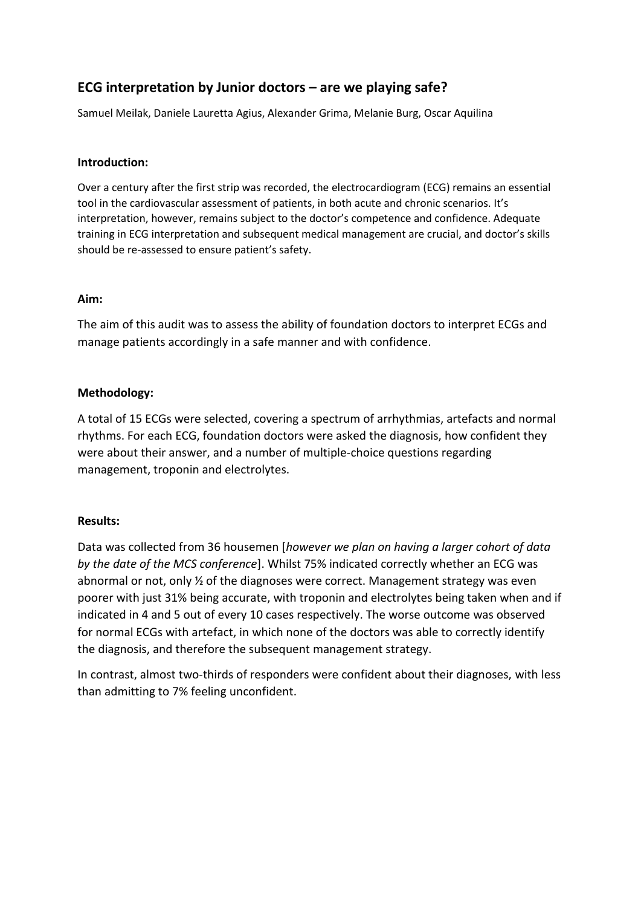## ECG interpretation by Junior doctors – are we playing safe?

Samuel Meilak, Daniele Lauretta Agius, Alexander Grima, Melanie Burg, Oscar Aquilina

### Introduction:

Over a century after the first strip was recorded, the electrocardiogram (ECG) remains an essential tool in the cardiovascular assessment of patients, in both acute and chronic scenarios. It's interpretation, however, remains subject to the doctor's competence and confidence. Adequate training in ECG interpretation and subsequent medical management are crucial, and doctor's skills should be re-assessed to ensure patient's safety.

### Aim:

The aim of this audit was to assess the ability of foundation doctors to interpret ECGs and manage patients accordingly in a safe manner and with confidence.

### Methodology:

A total of 15 ECGs were selected, covering a spectrum of arrhythmias, artefacts and normal rhythms. For each ECG, foundation doctors were asked the diagnosis, how confident they were about their answer, and a number of multiple-choice questions regarding management, troponin and electrolytes.

### Results:

Data was collected from 36 housemen [*however we plan on having a larger cohort of data by the date of the MCS conference*]. Whilst 75% indicated correctly whether an ECG was abnormal or not, only ½ of the diagnoses were correct. Management strategy was even poorer with just 31% being accurate, with troponin and electrolytes being taken when and if indicated in 4 and 5 out of every 10 cases respectively. The worse outcome was observed for normal ECGs with artefact, in which none of the doctors was able to correctly identify the diagnosis, and therefore the subsequent management strategy.

In contrast, almost two-thirds of responders were confident about their diagnoses, with less than admitting to 7% feeling unconfident.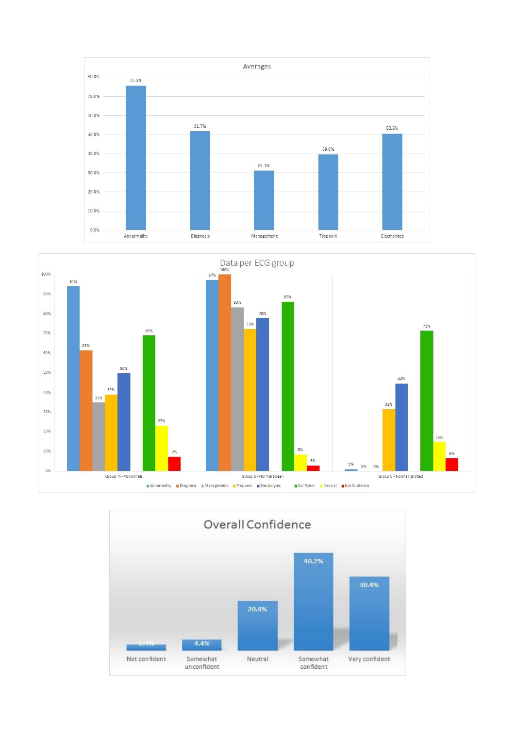## Averages

| Category | Value |
|---|---|
| Abnormality | 75.6% |
| Diagnosis | 51.7% |
| Management | 31.1% |
| Troponin | 39.6% |
| Electrolytes | 50.6% |

## Data per ECG group

| Group | Abnormality | Diagnosis | Management | Troponin | Electrolytes | Confident | Neutral | Not Confident |
|---|---|---|---|---|---|---|---|---|
| Group A - Abnormal | 94% | 61% | 35% | 39% | 50% | 69% | 23% | 7% |
| Group B - Normal (clear) | 97% | 100% | 83% | 72% | 78% | 86% | 8% | 3% |
| Group C - Normal (artifact) | 1% | 0% | 0% | 31% | 44% | 71% | 15% | 6% |

## Overall Confidence

| Not confident | Somewhat unconfident | Neutral | Somewhat confident | Very confident |
|---|---|---|---|---|
| 2.4% | 4.4% | 20.4% | 40.2% | 30.4% |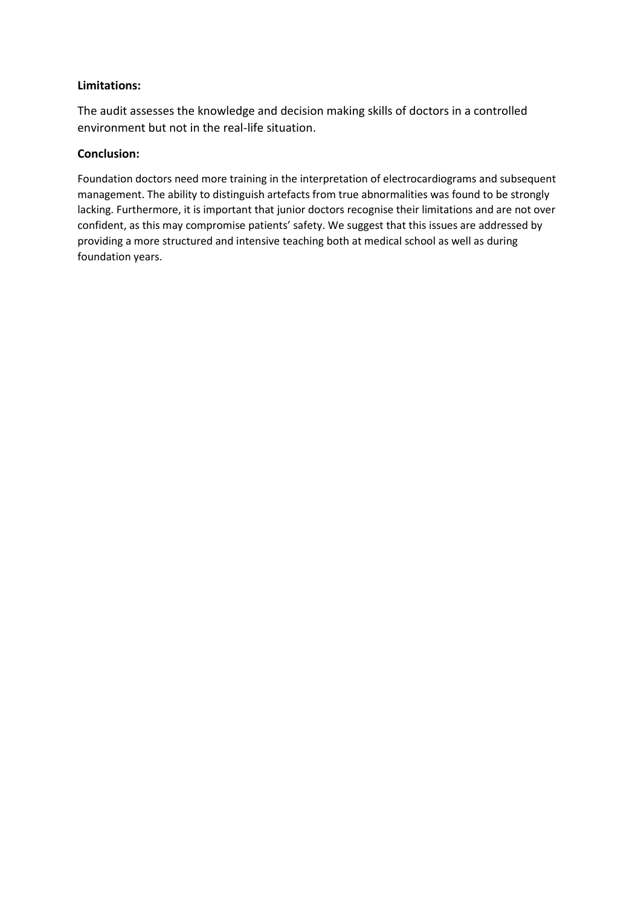**Limitations:**

The audit assesses the knowledge and decision making skills of doctors in a controlled environment but not in the real-life situation.

**Conclusion:**

Foundation doctors need more training in the interpretation of electrocardiograms and subsequent management. The ability to distinguish artefacts from true abnormalities was found to be strongly lacking. Furthermore, it is important that junior doctors recognise their limitations and are not over confident, as this may compromise patients' safety. We suggest that this issues are addressed by providing a more structured and intensive teaching both at medical school as well as during foundation years.